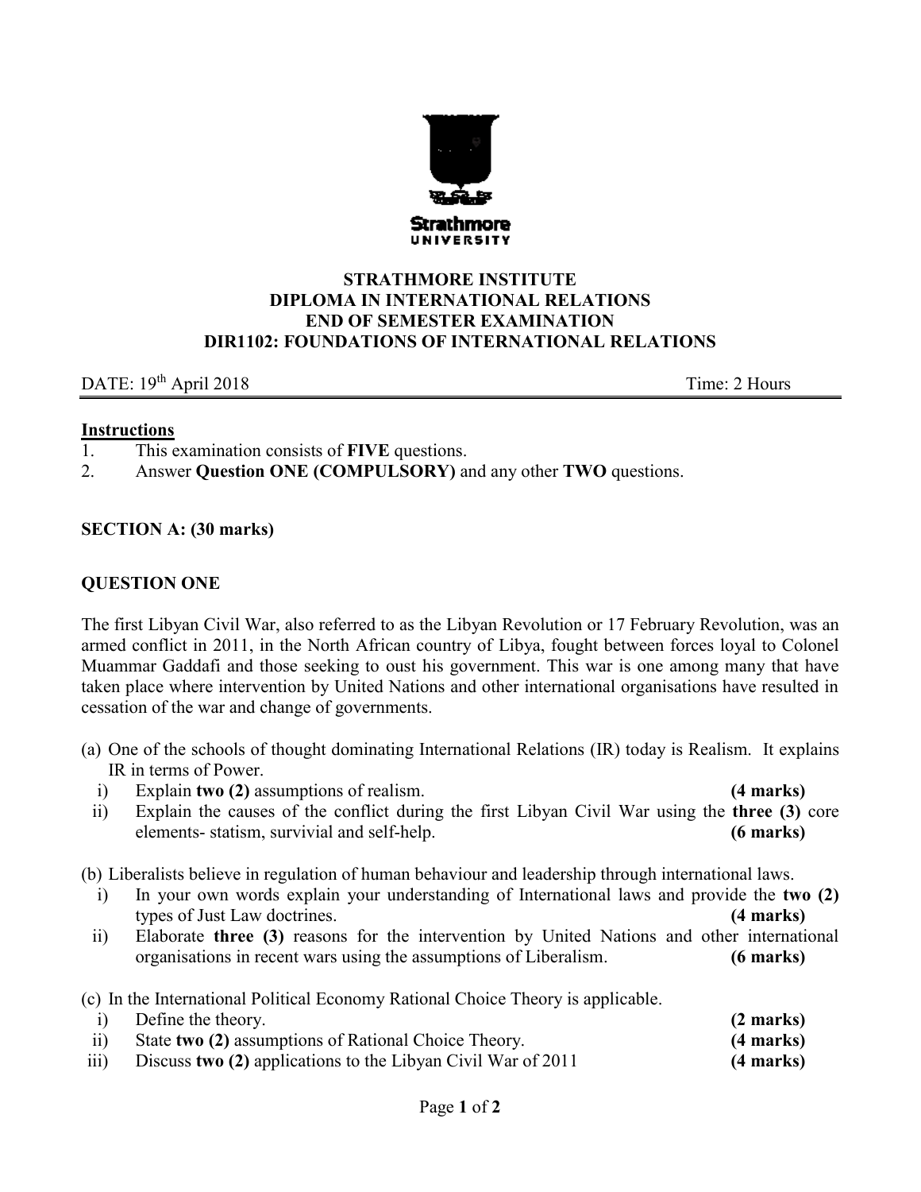**Strathmore UNIVERSITY**

# STRATHMORE INSTITUTE
## DIPLOMA IN INTERNATIONAL RELATIONS
## END OF SEMESTER EXAMINATION
## DIR1102: FOUNDATIONS OF INTERNATIONAL RELATIONS

DATE: 19th April 2018 Time: 2 Hours

**Instructions**

1. This examination consists of **FIVE** questions.
2. Answer **Question ONE (COMPULSORY)** and any other **TWO** questions.

**SECTION A: (30 marks)**

**QUESTION ONE**

The first Libyan Civil War, also referred to as the Libyan Revolution or 17 February Revolution, was an armed conflict in 2011, in the North African country of Libya, fought between forces loyal to Colonel Muammar Gaddafi and those seeking to oust his government. This war is one among many that have taken place where intervention by United Nations and other international organisations have resulted in cessation of the war and change of governments.

(a) One of the schools of thought dominating International Relations (IR) today is Realism. It explains IR in terms of Power.

i) Explain **two (2)** assumptions of realism. **(4 marks)**

ii) Explain the causes of the conflict during the first Libyan Civil War using the **three (3)** core elements- statism, survivial and self-help. **(6 marks)**

(b) Liberalists believe in regulation of human behaviour and leadership through international laws.

i) In your own words explain your understanding of International laws and provide the **two (2)** types of Just Law doctrines. **(4 marks)**

ii) Elaborate **three (3)** reasons for the intervention by United Nations and other international organisations in recent wars using the assumptions of Liberalism. **(6 marks)**

(c) In the International Political Economy Rational Choice Theory is applicable.

i) Define the theory. **(2 marks)**

ii) State **two (2)** assumptions of Rational Choice Theory. **(4 marks)**

iii) Discuss **two (2)** applications to the Libyan Civil War of 2011 **(4 marks)**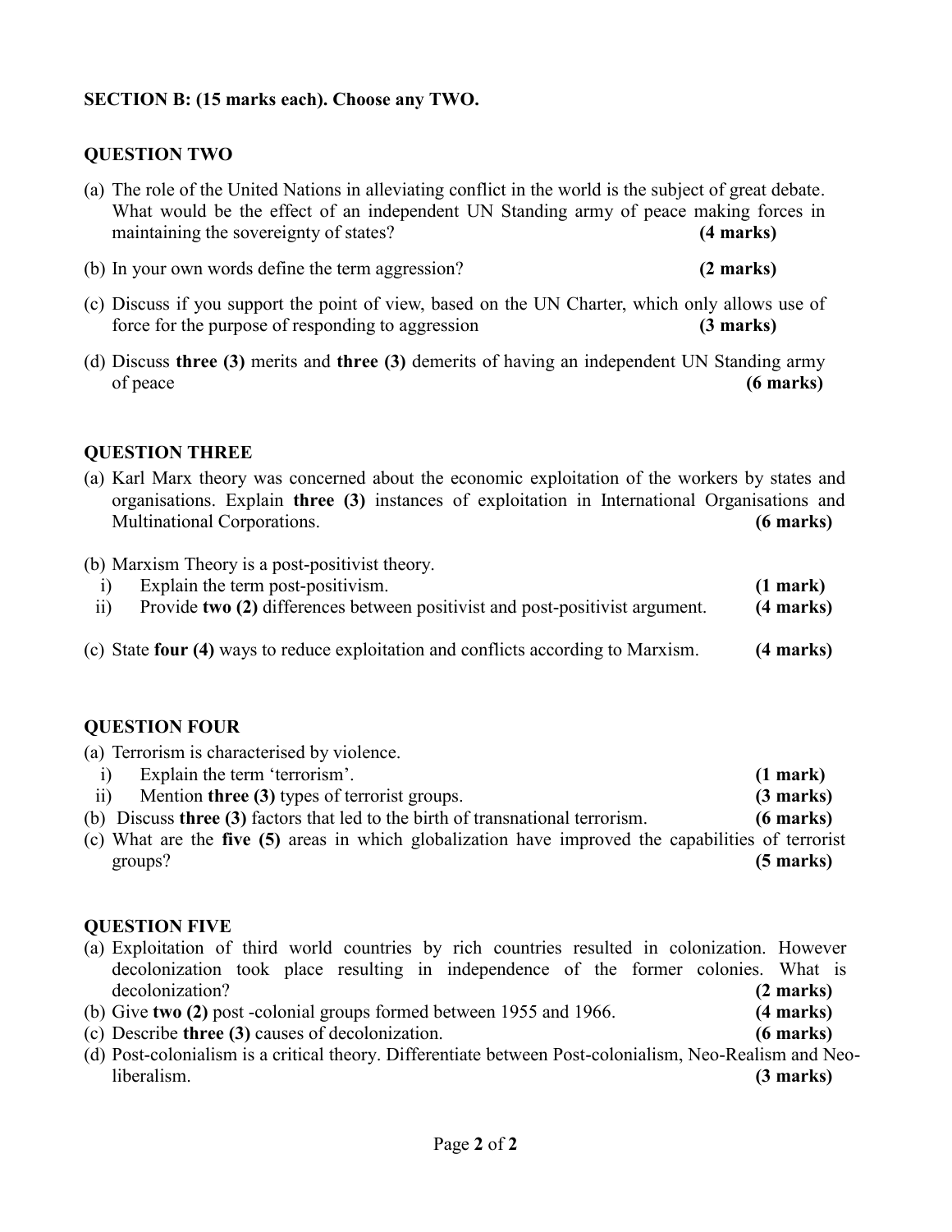**SECTION B: (15 marks each). Choose any TWO.**

**QUESTION TWO**

(a) The role of the United Nations in alleviating conflict in the world is the subject of great debate. What would be the effect of an independent UN Standing army of peace making forces in maintaining the sovereignty of states? **(4 marks)**

(b) In your own words define the term aggression? **(2 marks)**

(c) Discuss if you support the point of view, based on the UN Charter, which only allows use of force for the purpose of responding to aggression **(3 marks)**

(d) Discuss **three (3)** merits and **three (3)** demerits of having an independent UN Standing army of peace **(6 marks)**

**QUESTION THREE**

(a) Karl Marx theory was concerned about the economic exploitation of the workers by states and organisations. Explain **three (3)** instances of exploitation in International Organisations and Multinational Corporations. **(6 marks)**

(b) Marxism Theory is a post-positivist theory.

i) Explain the term post-positivism. **(1 mark)**

ii) Provide **two (2)** differences between positivist and post-positivist argument. **(4 marks)**

(c) State **four (4)** ways to reduce exploitation and conflicts according to Marxism. **(4 marks)**

**QUESTION FOUR**

(a) Terrorism is characterised by violence.

i) Explain the term 'terrorism'. **(1 mark)**

ii) Mention **three (3)** types of terrorist groups. **(3 marks)**

(b) Discuss **three (3)** factors that led to the birth of transnational terrorism. **(6 marks)**

(c) What are the **five (5)** areas in which globalization have improved the capabilities of terrorist groups? **(5 marks)**

**QUESTION FIVE**

(a) Exploitation of third world countries by rich countries resulted in colonization. However decolonization took place resulting in independence of the former colonies. What is decolonization? **(2 marks)**

(b) Give **two (2)** post -colonial groups formed between 1955 and 1966. **(4 marks)**

(c) Describe **three (3)** causes of decolonization. **(6 marks)**

(d) Post-colonialism is a critical theory. Differentiate between Post-colonialism, Neo-Realism and Neo-liberalism. **(3 marks)**